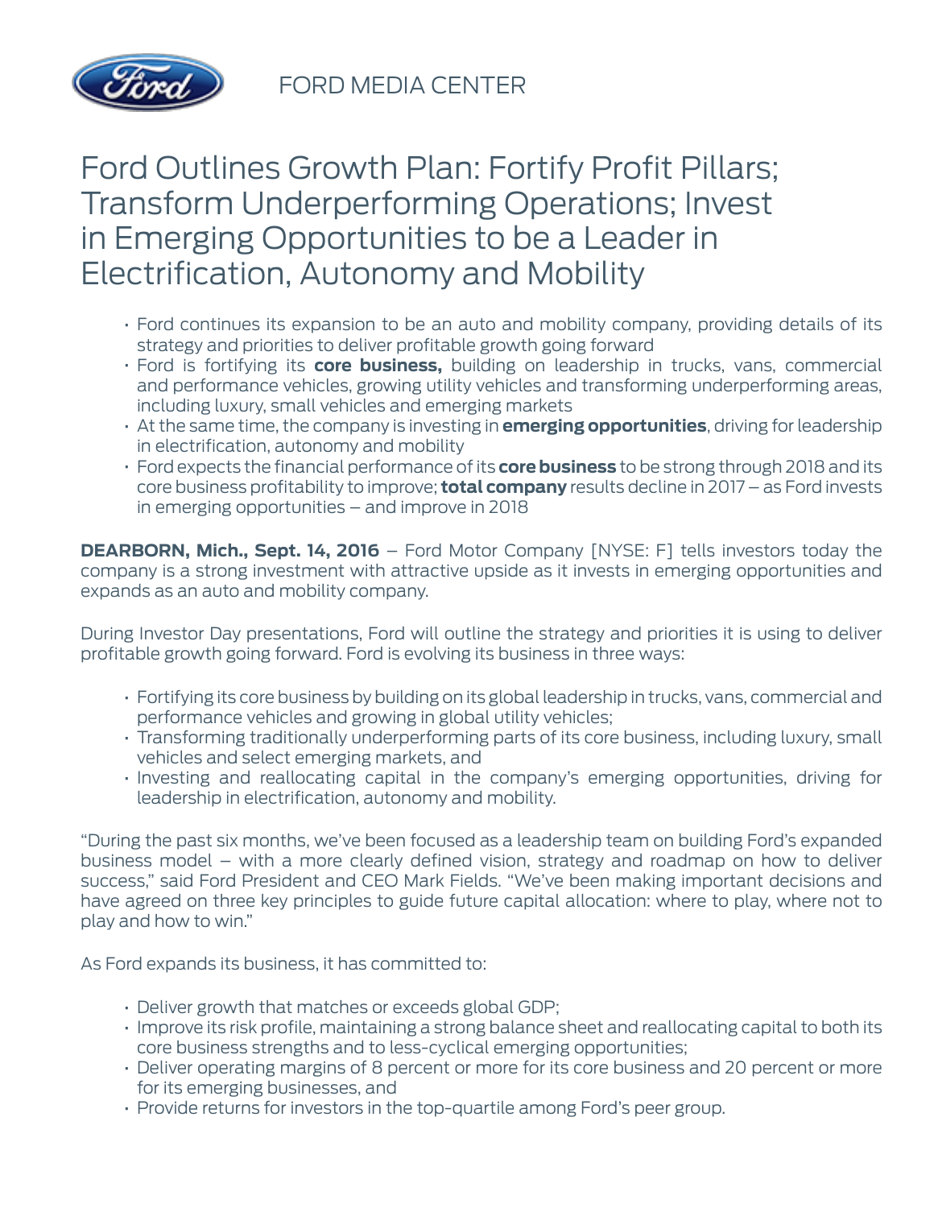FORD MEDIA CENTER

# Ford Outlines Growth Plan: Fortify Profit Pillars; Transform Underperforming Operations; Invest in Emerging Opportunities to be a Leader in Electrification, Autonomy and Mobility

- Ford continues its expansion to be an auto and mobility company, providing details of its strategy and priorities to deliver profitable growth going forward
- Ford is fortifying its **core business,** building on leadership in trucks, vans, commercial and performance vehicles, growing utility vehicles and transforming underperforming areas, including luxury, small vehicles and emerging markets
- At the same time, the company is investing in **emerging opportunities**, driving for leadership in electrification, autonomy and mobility
- Ford expects the financial performance of its **core business** to be strong through 2018 and its core business profitability to improve; **total company** results decline in 2017 – as Ford invests in emerging opportunities – and improve in 2018

**DEARBORN, Mich., Sept. 14, 2016** – Ford Motor Company [NYSE: F] tells investors today the company is a strong investment with attractive upside as it invests in emerging opportunities and expands as an auto and mobility company.

During Investor Day presentations, Ford will outline the strategy and priorities it is using to deliver profitable growth going forward. Ford is evolving its business in three ways:

- Fortifying its core business by building on its global leadership in trucks, vans, commercial and performance vehicles and growing in global utility vehicles;
- Transforming traditionally underperforming parts of its core business, including luxury, small vehicles and select emerging markets, and
- Investing and reallocating capital in the company's emerging opportunities, driving for leadership in electrification, autonomy and mobility.

"During the past six months, we've been focused as a leadership team on building Ford's expanded business model – with a more clearly defined vision, strategy and roadmap on how to deliver success," said Ford President and CEO Mark Fields. "We've been making important decisions and have agreed on three key principles to guide future capital allocation: where to play, where not to play and how to win."

As Ford expands its business, it has committed to:

- Deliver growth that matches or exceeds global GDP;
- Improve its risk profile, maintaining a strong balance sheet and reallocating capital to both its core business strengths and to less-cyclical emerging opportunities;
- Deliver operating margins of 8 percent or more for its core business and 20 percent or more for its emerging businesses, and
- Provide returns for investors in the top-quartile among Ford's peer group.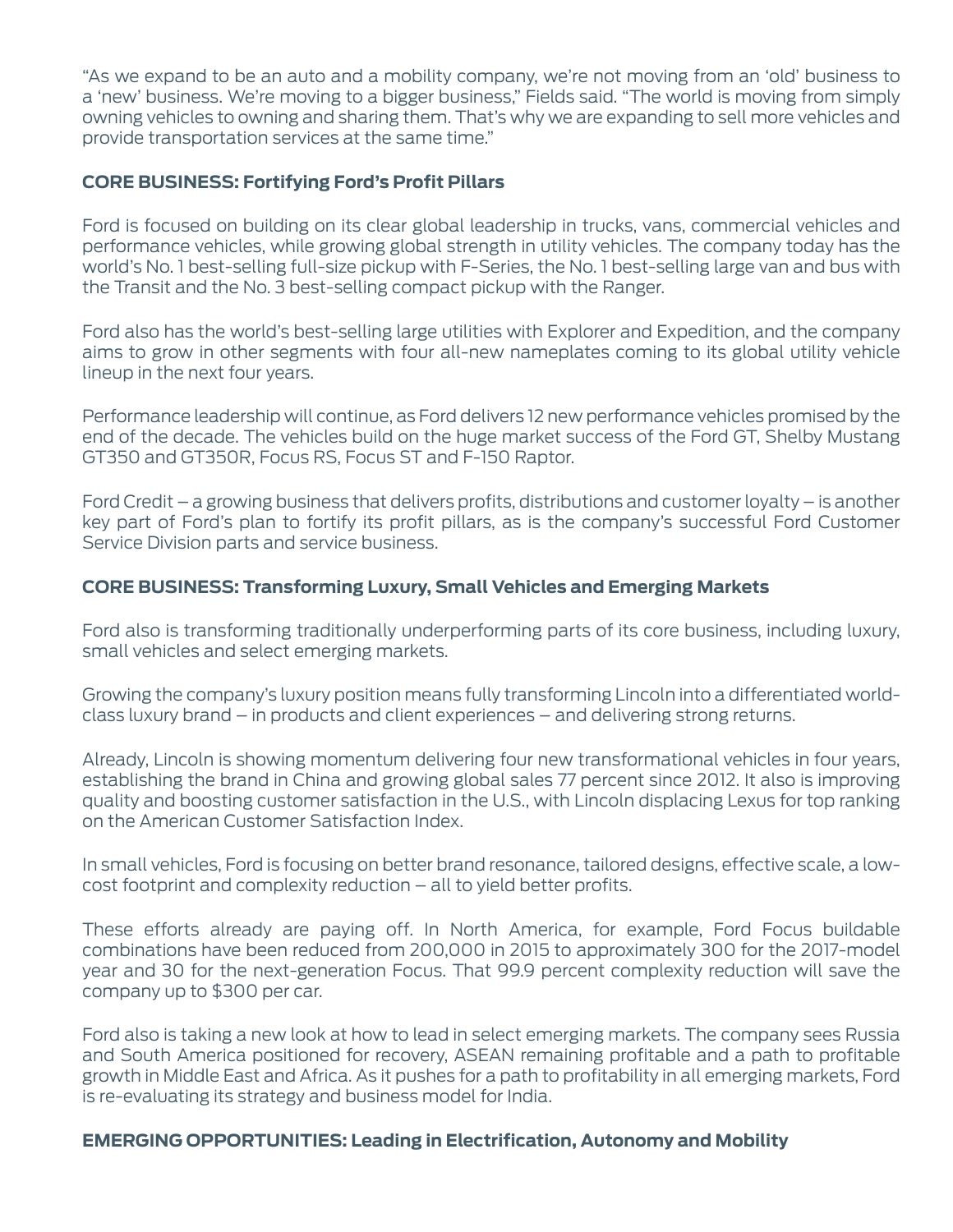"As we expand to be an auto and a mobility company, we're not moving from an 'old' business to a 'new' business. We're moving to a bigger business," Fields said. "The world is moving from simply owning vehicles to owning and sharing them. That's why we are expanding to sell more vehicles and provide transportation services at the same time."

**CORE BUSINESS: Fortifying Ford's Profit Pillars**

Ford is focused on building on its clear global leadership in trucks, vans, commercial vehicles and performance vehicles, while growing global strength in utility vehicles. The company today has the world's No. 1 best-selling full-size pickup with F-Series, the No. 1 best-selling large van and bus with the Transit and the No. 3 best-selling compact pickup with the Ranger.

Ford also has the world's best-selling large utilities with Explorer and Expedition, and the company aims to grow in other segments with four all-new nameplates coming to its global utility vehicle lineup in the next four years.

Performance leadership will continue, as Ford delivers 12 new performance vehicles promised by the end of the decade. The vehicles build on the huge market success of the Ford GT, Shelby Mustang GT350 and GT350R, Focus RS, Focus ST and F-150 Raptor.

Ford Credit – a growing business that delivers profits, distributions and customer loyalty – is another key part of Ford's plan to fortify its profit pillars, as is the company's successful Ford Customer Service Division parts and service business.

**CORE BUSINESS: Transforming Luxury, Small Vehicles and Emerging Markets**

Ford also is transforming traditionally underperforming parts of its core business, including luxury, small vehicles and select emerging markets.

Growing the company's luxury position means fully transforming Lincoln into a differentiated world-class luxury brand – in products and client experiences – and delivering strong returns.

Already, Lincoln is showing momentum delivering four new transformational vehicles in four years, establishing the brand in China and growing global sales 77 percent since 2012. It also is improving quality and boosting customer satisfaction in the U.S., with Lincoln displacing Lexus for top ranking on the American Customer Satisfaction Index.

In small vehicles, Ford is focusing on better brand resonance, tailored designs, effective scale, a low-cost footprint and complexity reduction – all to yield better profits.

These efforts already are paying off. In North America, for example, Ford Focus buildable combinations have been reduced from 200,000 in 2015 to approximately 300 for the 2017-model year and 30 for the next-generation Focus. That 99.9 percent complexity reduction will save the company up to $300 per car.

Ford also is taking a new look at how to lead in select emerging markets. The company sees Russia and South America positioned for recovery, ASEAN remaining profitable and a path to profitable growth in Middle East and Africa. As it pushes for a path to profitability in all emerging markets, Ford is re-evaluating its strategy and business model for India.

**EMERGING OPPORTUNITIES: Leading in Electrification, Autonomy and Mobility**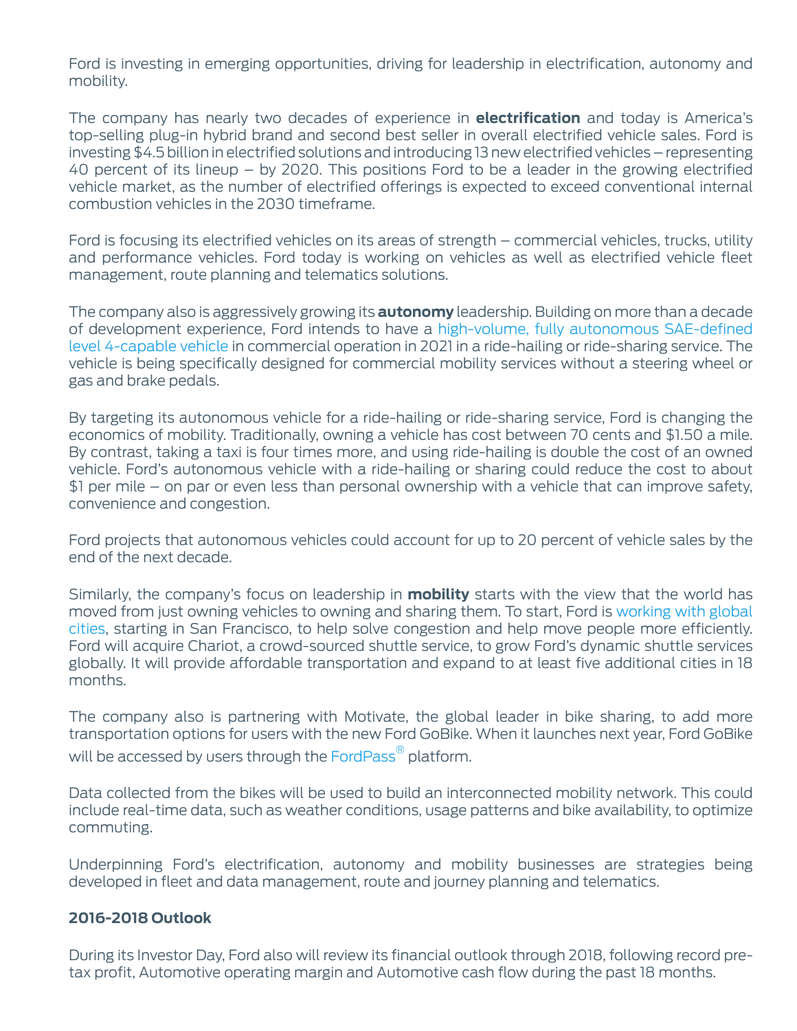Ford is investing in emerging opportunities, driving for leadership in electrification, autonomy and mobility.

The company has nearly two decades of experience in **electrification** and today is America's top-selling plug-in hybrid brand and second best seller in overall electrified vehicle sales. Ford is investing $4.5 billion in electrified solutions and introducing 13 new electrified vehicles – representing 40 percent of its lineup – by 2020. This positions Ford to be a leader in the growing electrified vehicle market, as the number of electrified offerings is expected to exceed conventional internal combustion vehicles in the 2030 timeframe.

Ford is focusing its electrified vehicles on its areas of strength – commercial vehicles, trucks, utility and performance vehicles. Ford today is working on vehicles as well as electrified vehicle fleet management, route planning and telematics solutions.

The company also is aggressively growing its **autonomy** leadership. Building on more than a decade of development experience, Ford intends to have a high-volume, fully autonomous SAE-defined level 4-capable vehicle in commercial operation in 2021 in a ride-hailing or ride-sharing service. The vehicle is being specifically designed for commercial mobility services without a steering wheel or gas and brake pedals.

By targeting its autonomous vehicle for a ride-hailing or ride-sharing service, Ford is changing the economics of mobility. Traditionally, owning a vehicle has cost between 70 cents and $1.50 a mile. By contrast, taking a taxi is four times more, and using ride-hailing is double the cost of an owned vehicle. Ford's autonomous vehicle with a ride-hailing or sharing could reduce the cost to about $1 per mile – on par or even less than personal ownership with a vehicle that can improve safety, convenience and congestion.

Ford projects that autonomous vehicles could account for up to 20 percent of vehicle sales by the end of the next decade.

Similarly, the company's focus on leadership in **mobility** starts with the view that the world has moved from just owning vehicles to owning and sharing them. To start, Ford is working with global cities, starting in San Francisco, to help solve congestion and help move people more efficiently. Ford will acquire Chariot, a crowd-sourced shuttle service, to grow Ford's dynamic shuttle services globally. It will provide affordable transportation and expand to at least five additional cities in 18 months.

The company also is partnering with Motivate, the global leader in bike sharing, to add more transportation options for users with the new Ford GoBike. When it launches next year, Ford GoBike will be accessed by users through the FordPass® platform.

Data collected from the bikes will be used to build an interconnected mobility network. This could include real-time data, such as weather conditions, usage patterns and bike availability, to optimize commuting.

Underpinning Ford's electrification, autonomy and mobility businesses are strategies being developed in fleet and data management, route and journey planning and telematics.

**2016-2018 Outlook**

During its Investor Day, Ford also will review its financial outlook through 2018, following record pre-tax profit, Automotive operating margin and Automotive cash flow during the past 18 months.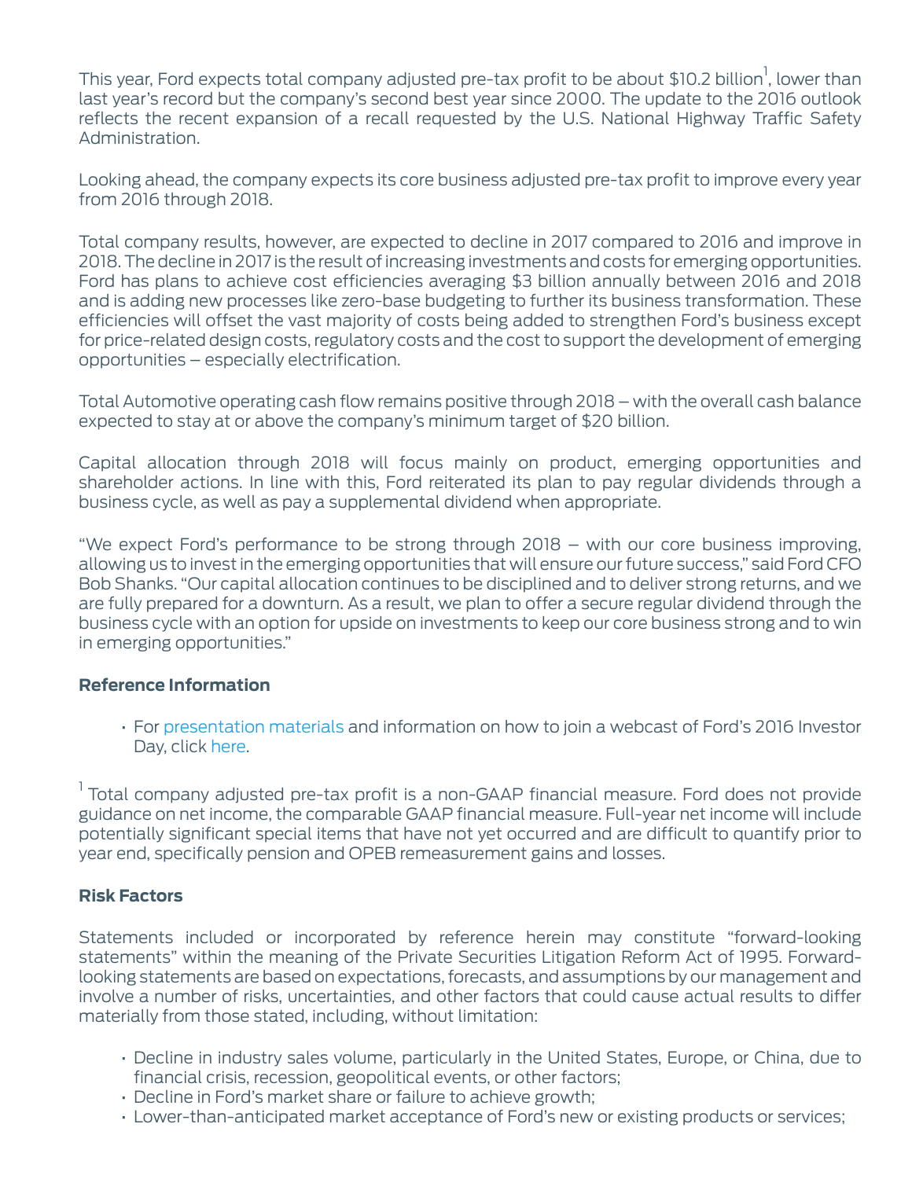This year, Ford expects total company adjusted pre-tax profit to be about $10.2 billion[1], lower than last year's record but the company's second best year since 2000. The update to the 2016 outlook reflects the recent expansion of a recall requested by the U.S. National Highway Traffic Safety Administration.

Looking ahead, the company expects its core business adjusted pre-tax profit to improve every year from 2016 through 2018.

Total company results, however, are expected to decline in 2017 compared to 2016 and improve in 2018. The decline in 2017 is the result of increasing investments and costs for emerging opportunities. Ford has plans to achieve cost efficiencies averaging $3 billion annually between 2016 and 2018 and is adding new processes like zero-base budgeting to further its business transformation. These efficiencies will offset the vast majority of costs being added to strengthen Ford's business except for price-related design costs, regulatory costs and the cost to support the development of emerging opportunities – especially electrification.

Total Automotive operating cash flow remains positive through 2018 – with the overall cash balance expected to stay at or above the company's minimum target of $20 billion.

Capital allocation through 2018 will focus mainly on product, emerging opportunities and shareholder actions. In line with this, Ford reiterated its plan to pay regular dividends through a business cycle, as well as pay a supplemental dividend when appropriate.

"We expect Ford's performance to be strong through 2018 – with our core business improving, allowing us to invest in the emerging opportunities that will ensure our future success," said Ford CFO Bob Shanks. "Our capital allocation continues to be disciplined and to deliver strong returns, and we are fully prepared for a downturn. As a result, we plan to offer a secure regular dividend through the business cycle with an option for upside on investments to keep our core business strong and to win in emerging opportunities."

**Reference Information**

- For presentation materials and information on how to join a webcast of Ford's 2016 Investor Day, click here.

[1] Total company adjusted pre-tax profit is a non-GAAP financial measure. Ford does not provide guidance on net income, the comparable GAAP financial measure. Full-year net income will include potentially significant special items that have not yet occurred and are difficult to quantify prior to year end, specifically pension and OPEB remeasurement gains and losses.

**Risk Factors**

Statements included or incorporated by reference herein may constitute "forward-looking statements" within the meaning of the Private Securities Litigation Reform Act of 1995. Forward-looking statements are based on expectations, forecasts, and assumptions by our management and involve a number of risks, uncertainties, and other factors that could cause actual results to differ materially from those stated, including, without limitation:

- Decline in industry sales volume, particularly in the United States, Europe, or China, due to financial crisis, recession, geopolitical events, or other factors;
- Decline in Ford's market share or failure to achieve growth;
- Lower-than-anticipated market acceptance of Ford's new or existing products or services;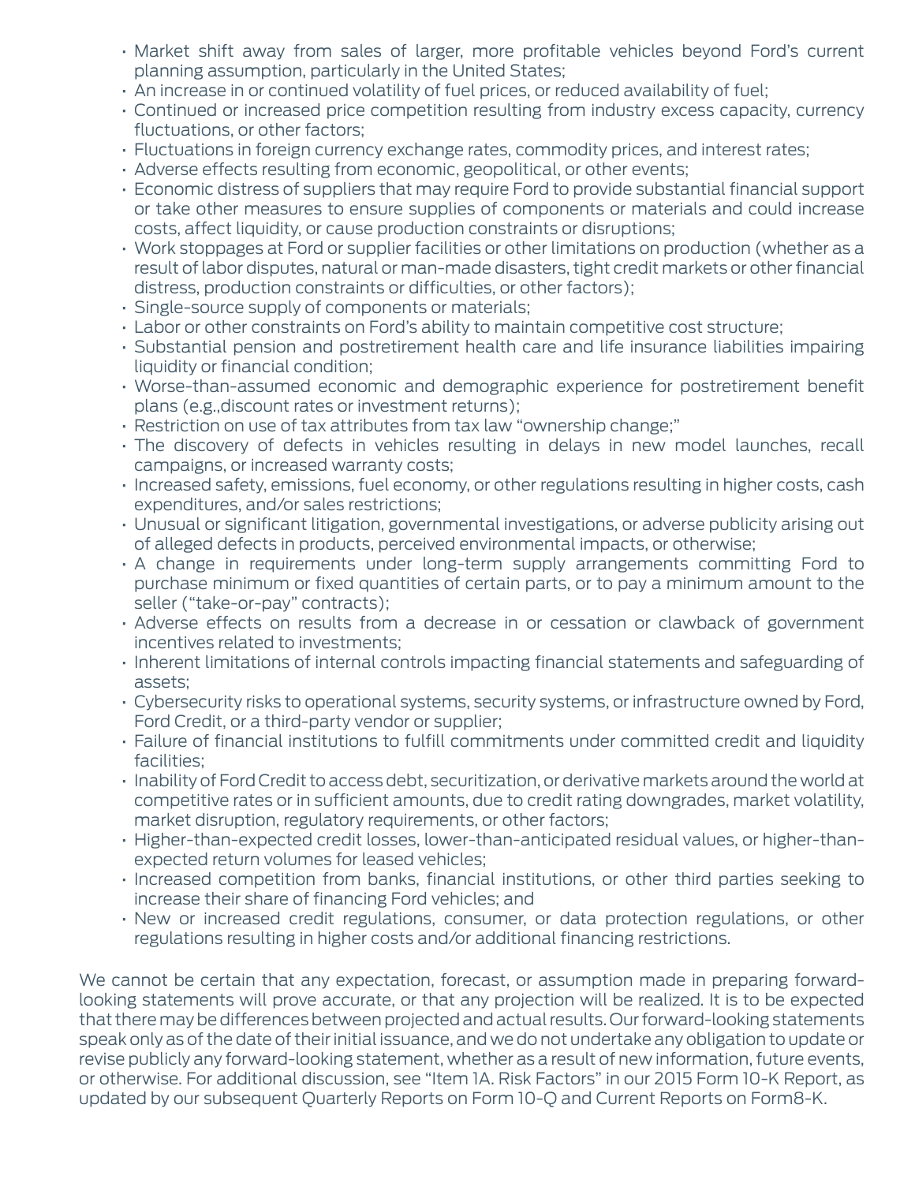- Market shift away from sales of larger, more profitable vehicles beyond Ford's current planning assumption, particularly in the United States;
- An increase in or continued volatility of fuel prices, or reduced availability of fuel;
- Continued or increased price competition resulting from industry excess capacity, currency fluctuations, or other factors;
- Fluctuations in foreign currency exchange rates, commodity prices, and interest rates;
- Adverse effects resulting from economic, geopolitical, or other events;
- Economic distress of suppliers that may require Ford to provide substantial financial support or take other measures to ensure supplies of components or materials and could increase costs, affect liquidity, or cause production constraints or disruptions;
- Work stoppages at Ford or supplier facilities or other limitations on production (whether as a result of labor disputes, natural or man-made disasters, tight credit markets or other financial distress, production constraints or difficulties, or other factors);
- Single-source supply of components or materials;
- Labor or other constraints on Ford's ability to maintain competitive cost structure;
- Substantial pension and postretirement health care and life insurance liabilities impairing liquidity or financial condition;
- Worse-than-assumed economic and demographic experience for postretirement benefit plans (e.g.,discount rates or investment returns);
- Restriction on use of tax attributes from tax law "ownership change;"
- The discovery of defects in vehicles resulting in delays in new model launches, recall campaigns, or increased warranty costs;
- Increased safety, emissions, fuel economy, or other regulations resulting in higher costs, cash expenditures, and/or sales restrictions;
- Unusual or significant litigation, governmental investigations, or adverse publicity arising out of alleged defects in products, perceived environmental impacts, or otherwise;
- A change in requirements under long-term supply arrangements committing Ford to purchase minimum or fixed quantities of certain parts, or to pay a minimum amount to the seller ("take-or-pay" contracts);
- Adverse effects on results from a decrease in or cessation or clawback of government incentives related to investments;
- Inherent limitations of internal controls impacting financial statements and safeguarding of assets;
- Cybersecurity risks to operational systems, security systems, or infrastructure owned by Ford, Ford Credit, or a third-party vendor or supplier;
- Failure of financial institutions to fulfill commitments under committed credit and liquidity facilities;
- Inability of Ford Credit to access debt, securitization, or derivative markets around the world at competitive rates or in sufficient amounts, due to credit rating downgrades, market volatility, market disruption, regulatory requirements, or other factors;
- Higher-than-expected credit losses, lower-than-anticipated residual values, or higher-than-expected return volumes for leased vehicles;
- Increased competition from banks, financial institutions, or other third parties seeking to increase their share of financing Ford vehicles; and
- New or increased credit regulations, consumer, or data protection regulations, or other regulations resulting in higher costs and/or additional financing restrictions.

We cannot be certain that any expectation, forecast, or assumption made in preparing forward-looking statements will prove accurate, or that any projection will be realized. It is to be expected that there may be differences between projected and actual results. Our forward-looking statements speak only as of the date of their initial issuance, and we do not undertake any obligation to update or revise publicly any forward-looking statement, whether as a result of new information, future events, or otherwise. For additional discussion, see "Item 1A. Risk Factors" in our 2015 Form 10-K Report, as updated by our subsequent Quarterly Reports on Form 10-Q and Current Reports on Form8-K.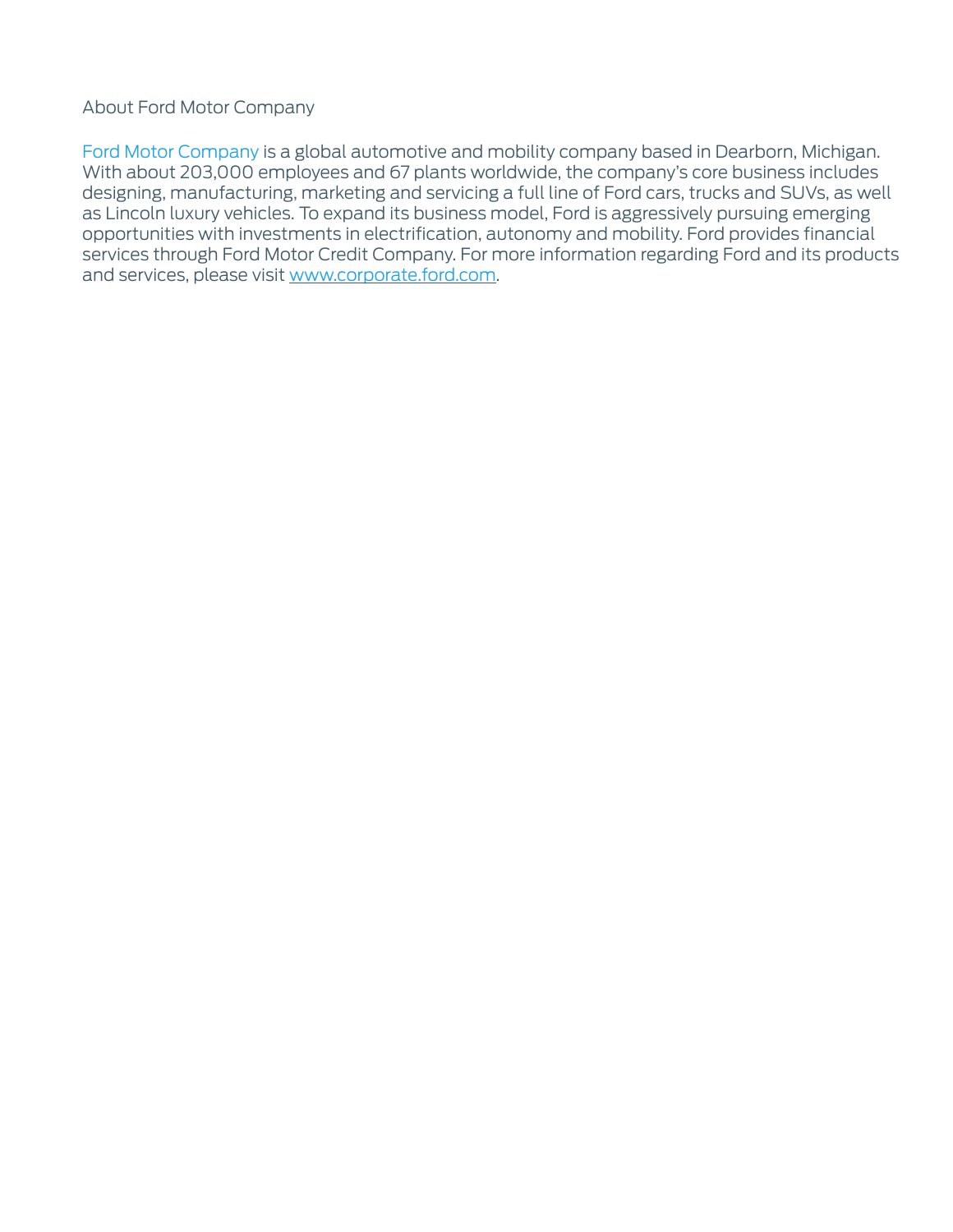About Ford Motor Company

Ford Motor Company is a global automotive and mobility company based in Dearborn, Michigan. With about 203,000 employees and 67 plants worldwide, the company's core business includes designing, manufacturing, marketing and servicing a full line of Ford cars, trucks and SUVs, as well as Lincoln luxury vehicles. To expand its business model, Ford is aggressively pursuing emerging opportunities with investments in electrification, autonomy and mobility. Ford provides financial services through Ford Motor Credit Company. For more information regarding Ford and its products and services, please visit www.corporate.ford.com.